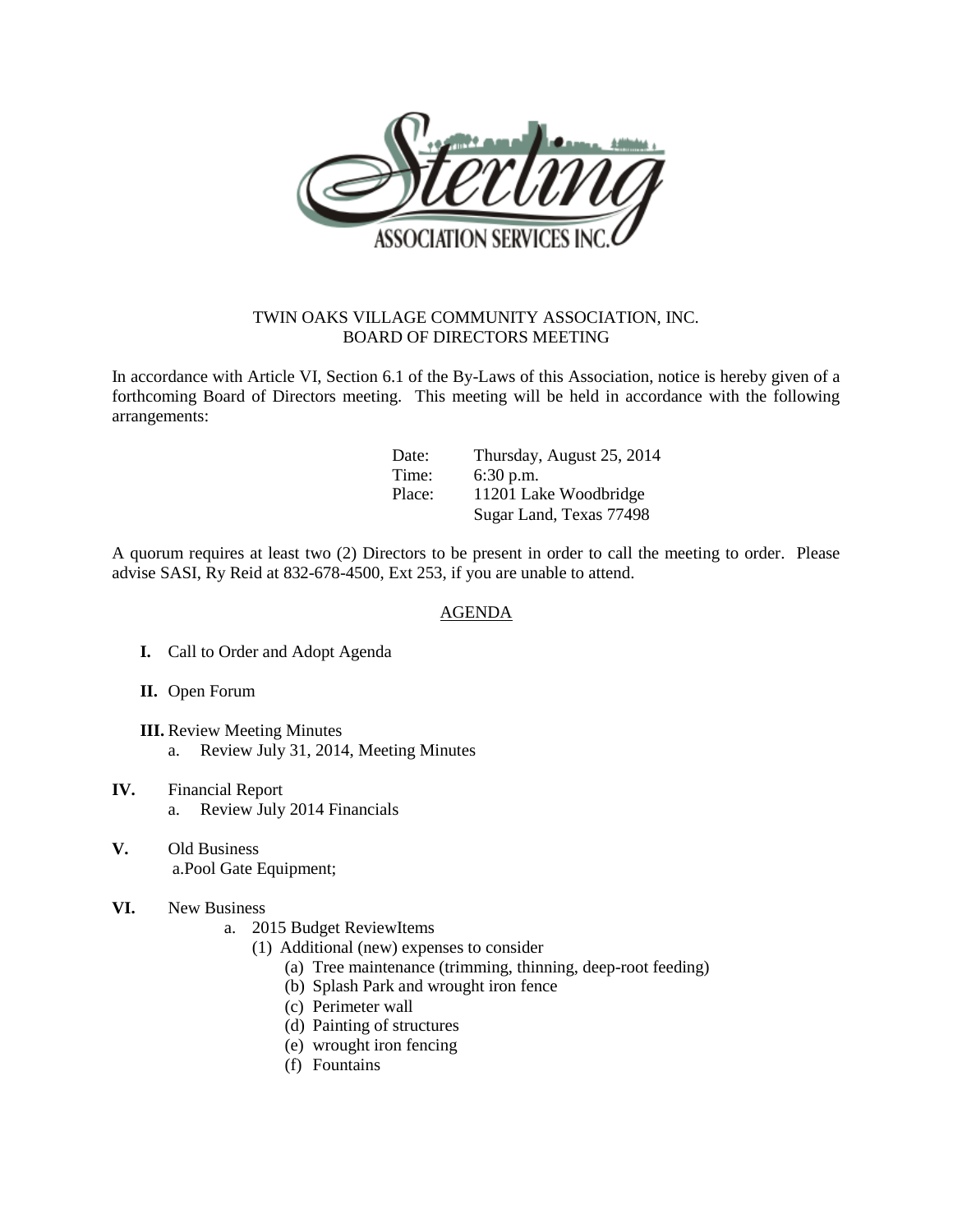Sterling

ASSOCIATION SERVICES INC.

TWIN OAKS VILLAGE COMMUNITY ASSOCIATION, INC.
BOARD OF DIRECTORS MEETING

In accordance with Article VI, Section 6.1 of the By-Laws of this Association, notice is hereby given of a forthcoming Board of Directors meeting. This meeting will be held in accordance with the following arrangements:

Date: Thursday, August 25, 2014
Time: 6:30 p.m.
Place: 11201 Lake Woodbridge
Sugar Land, Texas 77498

A quorum requires at least two (2) Directors to be present in order to call the meeting to order. Please advise SASI, Ry Reid at 832-678-4500, Ext 253, if you are unable to attend.

AGENDA

**I.** Call to Order and Adopt Agenda

**II.** Open Forum

**III.** Review Meeting Minutes
  a. Review July 31, 2014, Meeting Minutes

**IV.** Financial Report
  a. Review July 2014 Financials

**V.** Old Business
  a.Pool Gate Equipment;

**VI.** New Business
  a. 2015 Budget ReviewItems
    (1) Additional (new) expenses to consider
      (a) Tree maintenance (trimming, thinning, deep-root feeding)
      (b) Splash Park and wrought iron fence
      (c) Perimeter wall
      (d) Painting of structures
      (e) wrought iron fencing
      (f) Fountains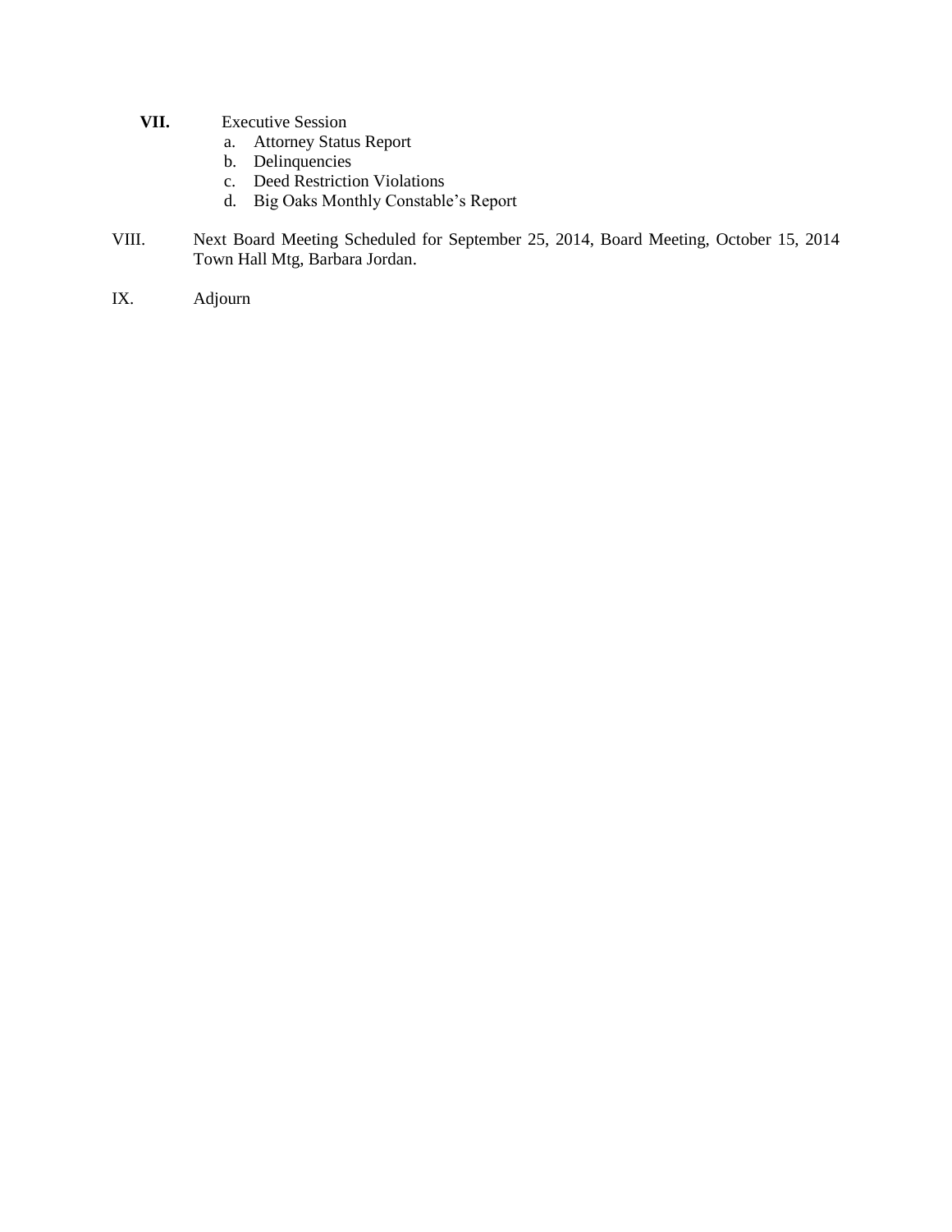**VII.** Executive Session

a. Attorney Status Report
b. Delinquencies
c. Deed Restriction Violations
d. Big Oaks Monthly Constable's Report

VIII. Next Board Meeting Scheduled for September 25, 2014, Board Meeting, October 15, 2014 Town Hall Mtg, Barbara Jordan.

IX. Adjourn